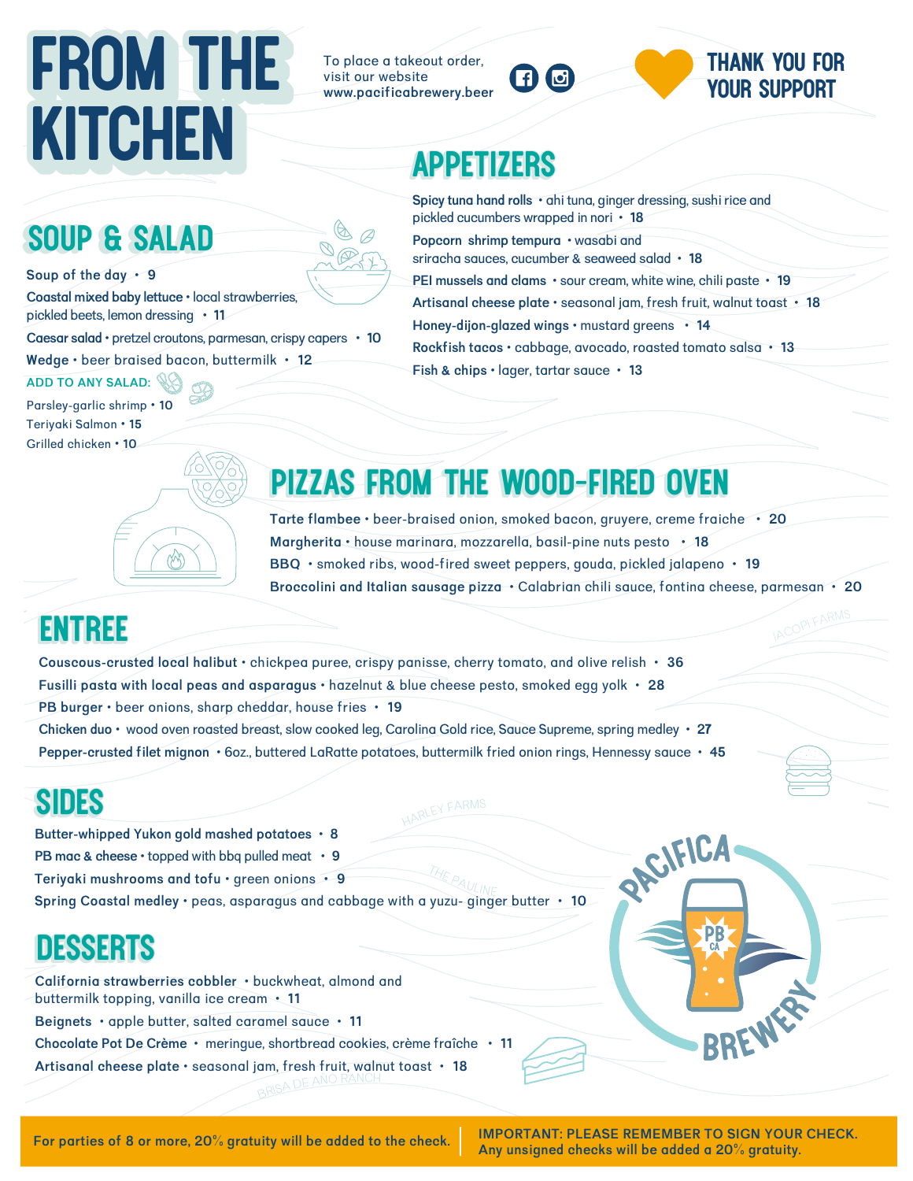# FROM THE KITCHEN

To place a takeout order, visit our website www.pacificabrewery.beer

THANK YOU FOR YOUR SUPPORT

## SOUP & SALAD

**Soup of the day** • 9

**Coastal mixed baby lettuce** • local strawberries, pickled beets, lemon dressing • 11

**Caesar salad** • pretzel croutons, parmesan, crispy capers • 10

**Wedge** • beer braised bacon, buttermilk • 12

ADD TO ANY SALAD:

Parsley-garlic shrimp • 10

Teriyaki Salmon • 15

Grilled chicken • 10

## APPETIZERS

**Spicy tuna hand rolls** • ahi tuna, ginger dressing, sushi rice and pickled cucumbers wrapped in nori • 18

**Popcorn shrimp tempura** • wasabi and sriracha sauces, cucumber & seaweed salad • 18

**PEI mussels and clams** • sour cream, white wine, chili paste • 19

**Artisanal cheese plate** • seasonal jam, fresh fruit, walnut toast • 18

**Honey-dijon-glazed wings** • mustard greens • 14

**Rockfish tacos** • cabbage, avocado, roasted tomato salsa • 13

**Fish & chips** • lager, tartar sauce • 13

## PIZZAS FROM THE WOOD-FIRED OVEN

**Tarte flambee** • beer-braised onion, smoked bacon, gruyere, creme fraiche • 20

**Margherita** • house marinara, mozzarella, basil-pine nuts pesto • 18

**BBQ** • smoked ribs, wood-fired sweet peppers, gouda, pickled jalapeno • 19

**Broccolini and Italian sausage pizza** • Calabrian chili sauce, fontina cheese, parmesan • 20

## ENTREE

**Couscous-crusted local halibut** • chickpea puree, crispy panisse, cherry tomato, and olive relish • 36

**Fusilli pasta with local peas and asparagus** • hazelnut & blue cheese pesto, smoked egg yolk • 28

**PB burger** • beer onions, sharp cheddar, house fries • 19

**Chicken duo** • wood oven roasted breast, slow cooked leg, Carolina Gold rice, Sauce Supreme, spring medley • 27

**Pepper-crusted filet mignon** • 6oz., buttered LaRatte potatoes, buttermilk fried onion rings, Hennessy sauce • 45

## SIDES

**Butter-whipped Yukon gold mashed potatoes** • 8

**PB mac & cheese** • topped with bbq pulled meat • 9

**Teriyaki mushrooms and tofu** • green onions • 9

**Spring Coastal medley** • peas, asparagus and cabbage with a yuzu- ginger butter • 10

## DESSERTS

**California strawberries cobbler** • buckwheat, almond and buttermilk topping, vanilla ice cream • 11

**Beignets** • apple butter, salted caramel sauce • 11

**Chocolate Pot De Crème** • meringue, shortbread cookies, crème fraîche • 11

**Artisanal cheese plate** • seasonal jam, fresh fruit, walnut toast • 18

PACIFICA BREWERY

For parties of 8 or more, 20% gratuity will be added to the check.

**IMPORTANT: PLEASE REMEMBER TO SIGN YOUR CHECK.** Any unsigned checks will be added a 20% gratuity.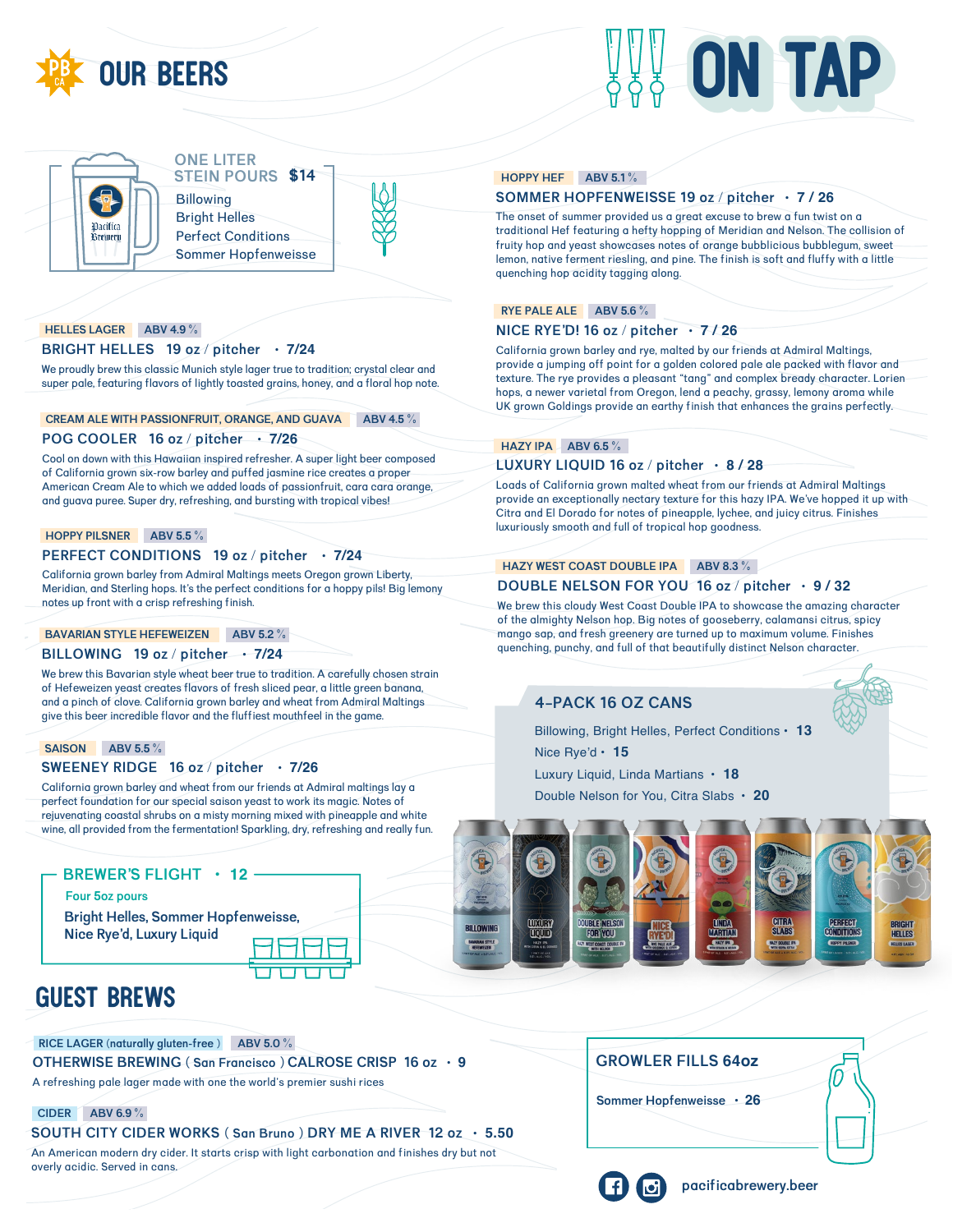# OUR BEERS

# ON TAP

## ONE LITER STEIN POURS $14

Billowing
Bright Helles
Perfect Conditions
Sommer Hopfenweisse

HELLES LAGER | ABV 4.9 %

### BRIGHT HELLES 19 oz / pitcher • 7/24

We proudly brew this classic Munich style lager true to tradition; crystal clear and super pale, featuring flavors of lightly toasted grains, honey, and a floral hop note.

CREAM ALE WITH PASSIONFRUIT, ORANGE, AND GUAVA | ABV 4.5 %

### POG COOLER 16 oz / pitcher • 7/26

Cool on down with this Hawaiian inspired refresher. A super light beer composed of California grown six-row barley and puffed jasmine rice creates a proper American Cream Ale to which we added loads of passionfruit, cara cara orange, and guava puree. Super dry, refreshing, and bursting with tropical vibes!

HOPPY PILSNER | ABV 5.5 %

### PERFECT CONDITIONS 19 oz / pitcher • 7/24

California grown barley from Admiral Maltings meets Oregon grown Liberty, Meridian, and Sterling hops. It's the perfect conditions for a hoppy pils! Big lemony notes up front with a crisp refreshing finish.

BAVARIAN STYLE HEFEWEIZEN | ABV 5.2 %

### BILLOWING 19 oz / pitcher • 7/24

We brew this Bavarian style wheat beer true to tradition. A carefully chosen strain of Hefeweizen yeast creates flavors of fresh sliced pear, a little green banana, and a pinch of clove. California grown barley and wheat from Admiral Maltings give this beer incredible flavor and the fluffiest mouthfeel in the game.

SAISON | ABV 5.5 %

### SWEENEY RIDGE 16 oz / pitcher • 7/26

California grown barley and wheat from our friends at Admiral maltings lay a perfect foundation for our special saison yeast to work its magic. Notes of rejuvenating coastal shrubs on a misty morning mixed with pineapple and white wine, all provided from the fermentation! Sparkling, dry, refreshing and really fun.

## BREWER'S FLIGHT • 12

Four 5oz pours

Bright Helles, Sommer Hopfenweisse, Nice Rye'd, Luxury Liquid

HOPPY HEF | ABV 5.1 %

### SOMMER HOPFENWEISSE 19 oz / pitcher • 7 / 26

The onset of summer provided us a great excuse to brew a fun twist on a traditional Hef featuring a hefty hopping of Meridian and Nelson. The collision of fruity hop and yeast showcases notes of orange bubblicious bubblegum, sweet lemon, native ferment riesling, and pine. The finish is soft and fluffy with a little quenching hop acidity tagging along.

RYE PALE ALE | ABV 5.6 %

### NICE RYE'D! 16 oz / pitcher • 7 / 26

California grown barley and rye, malted by our friends at Admiral Maltings, provide a jumping off point for a golden colored pale ale packed with flavor and texture. The rye provides a pleasant "tang" and complex bready character. Lorien hops, a newer varietal from Oregon, lend a peachy, grassy, lemony aroma while UK grown Goldings provide an earthy finish that enhances the grains perfectly.

HAZY IPA | ABV 6.5 %

### LUXURY LIQUID 16 oz / pitcher • 8 / 28

Loads of California grown malted wheat from our friends at Admiral Maltings provide an exceptionally nectary texture for this hazy IPA. We've hopped it up with Citra and El Dorado for notes of pineapple, lychee, and juicy citrus. Finishes luxuriously smooth and full of tropical hop goodness.

HAZY WEST COAST DOUBLE IPA | ABV 8.3 %

### DOUBLE NELSON FOR YOU 16 oz / pitcher • 9 / 32

We brew this cloudy West Coast Double IPA to showcase the amazing character of the almighty Nelson hop. Big notes of gooseberry, calamansi citrus, spicy mango sap, and fresh greenery are turned up to maximum volume. Finishes quenching, punchy, and full of that beautifully distinct Nelson character.

## 4-PACK 16 OZ CANS

Billowing, Bright Helles, Perfect Conditions • 13
Nice Rye'd • 15
Luxury Liquid, Linda Martians • 18
Double Nelson for You, Citra Slabs • 20

# GUEST BREWS

RICE LAGER (naturally gluten-free) | ABV 5.0 %

### OTHERWISE BREWING ( San Francisco ) CALROSE CRISP 16 oz • 9

A refreshing pale lager made with one the world's premier sushi rices

CIDER | ABV 6.9 %

### SOUTH CITY CIDER WORKS ( San Bruno ) DRY ME A RIVER 12 oz • 5.50

An American modern dry cider. It starts crisp with light carbonation and finishes dry but not overly acidic. Served in cans.

## GROWLER FILLS 64oz

Sommer Hopfenweisse • 26

pacificabrewery.beer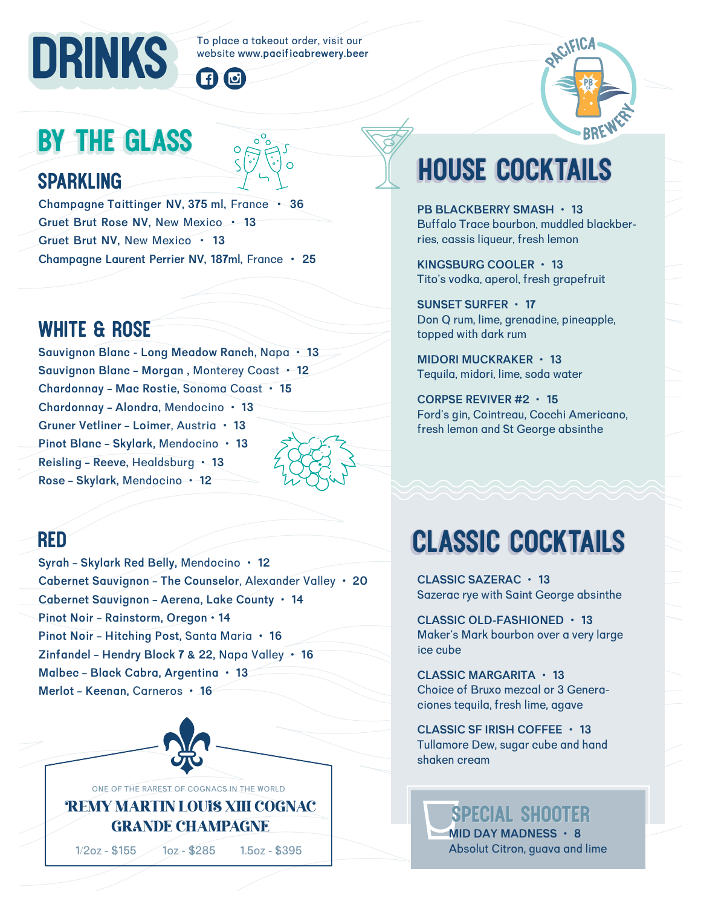# DRINKS

To place a takeout order, visit our website **www.pacificabrewery.beer**

PACIFICA BREWERY

## BY THE GLASS

### SPARKLING

**Champagne Taittinger NV, 375 ml,** France • **36**
**Gruet Brut Rose NV,** New Mexico • **13**
**Gruet Brut NV,** New Mexico • **13**
**Champagne Laurent Perrier NV, 187ml,** France • **25**

### WHITE & ROSE

**Sauvignon Blanc - Long Meadow Ranch,** Napa • **13**
**Sauvignon Blanc – Morgan ,** Monterey Coast • **12**
**Chardonnay – Mac Rostie,** Sonoma Coast • **15**
**Chardonnay – Alondra,** Mendocino • **13**
**Gruner Vetliner – Loimer,** Austria • **13**
**Pinot Blanc – Skylark,** Mendocino • **13**
**Reisling – Reeve,** Healdsburg • **13**
**Rose – Skylark,** Mendocino • **12**

### RED

**Syrah – Skylark Red Belly,** Mendocino • **12**
**Cabernet Sauvignon – The Counselor,** Alexander Valley • **20**
**Cabernet Sauvignon – Aerena, Lake County** • **14**
**Pinot Noir – Rainstorm, Oregon** • **14**
**Pinot Noir – Hitching Post,** Santa Maria • **16**
**Zinfandel – Hendry Block 7 & 22,** Napa Valley • **16**
**Malbec – Black Cabra, Argentina** • **13**
**Merlot – Keenan,** Carneros • **16**

ONE OF THE RAREST OF COGNACS IN THE WORLD

**REMY MARTIN LOUIS XIII COGNAC GRANDE CHAMPAGNE**

1/2oz - $155 1oz - $285 1.5oz - $395

## HOUSE COCKTAILS

**PB BLACKBERRY SMASH • 13**
Buffalo Trace bourbon, muddled blackberries, cassis liqueur, fresh lemon

**KINGSBURG COOLER • 13**
Tito's vodka, aperol, fresh grapefruit

**SUNSET SURFER • 17**
Don Q rum, lime, grenadine, pineapple, topped with dark rum

**MIDORI MUCKRAKER • 13**
Tequila, midori, lime, soda water

**CORPSE REVIVER #2 • 15**
Ford's gin, Cointreau, Cocchi Americano, fresh lemon and St George absinthe

## CLASSIC COCKTAILS

**CLASSIC SAZERAC • 13**
Sazerac rye with Saint George absinthe

**CLASSIC OLD-FASHIONED • 13**
Maker's Mark bourbon over a very large ice cube

**CLASSIC MARGARITA • 13**
Choice of Bruxo mezcal or 3 Generaciones tequila, fresh lime, agave

**CLASSIC SF IRISH COFFEE • 13**
Tullamore Dew, sugar cube and hand shaken cream

## SPECIAL SHOOTER

**MID DAY MADNESS • 8**
Absolut Citron, guava and lime